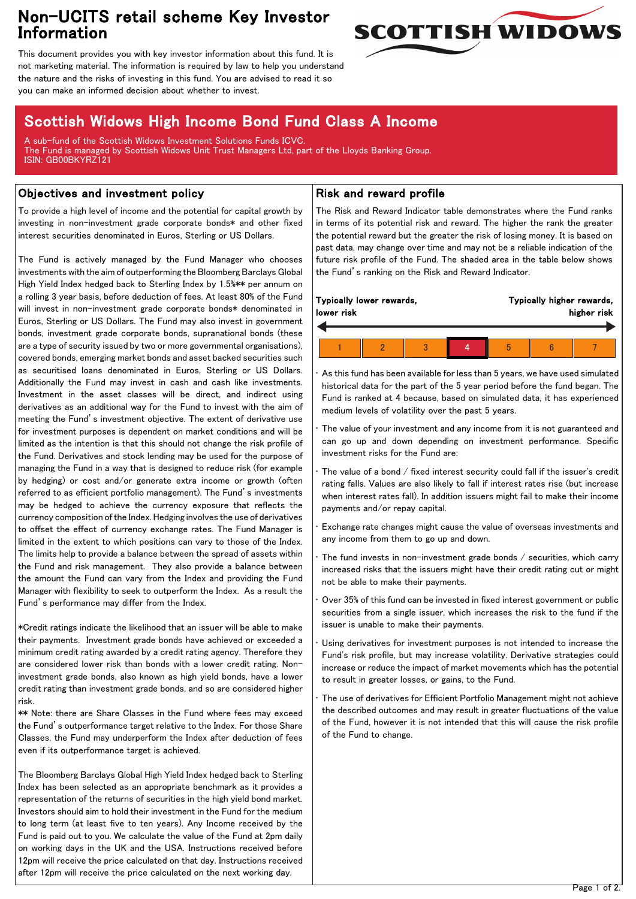# Non-UCITS retail scheme Key Investor Information

This document provides you with key investor information about this fund. It is not marketing material. The information is required by law to help you understand the nature and the risks of investing in this fund. You are advised to read it so you can make an informed decision about whether to invest.

SCOTTISH WIDOWS

## Scottish Widows High Income Bond Fund Class A Income

A sub-fund of the Scottish Widows Investment Solutions Funds ICVC.
The Fund is managed by Scottish Widows Unit Trust Managers Ltd, part of the Lloyds Banking Group.
ISIN: GB00BKYRZ121

## Objectives and investment policy

To provide a high level of income and the potential for capital growth by investing in non-investment grade corporate bonds* and other fixed interest securities denominated in Euros, Sterling or US Dollars.

The Fund is actively managed by the Fund Manager who chooses investments with the aim of outperforming the Bloomberg Barclays Global High Yield Index hedged back to Sterling Index by 1.5%** per annum on a rolling 3 year basis, before deduction of fees. At least 80% of the Fund will invest in non-investment grade corporate bonds* denominated in Euros, Sterling or US Dollars. The Fund may also invest in government bonds, investment grade corporate bonds, supranational bonds (these are a type of security issued by two or more governmental organisations), covered bonds, emerging market bonds and asset backed securities such as securitised loans denominated in Euros, Sterling or US Dollars. Additionally the Fund may invest in cash and cash like investments. Investment in the asset classes will be direct, and indirect using derivatives as an additional way for the Fund to invest with the aim of meeting the Fund's investment objective. The extent of derivative use for investment purposes is dependent on market conditions and will be limited as the intention is that this should not change the risk profile of the Fund. Derivatives and stock lending may be used for the purpose of managing the Fund in a way that is designed to reduce risk (for example by hedging) or cost and/or generate extra income or growth (often referred to as efficient portfolio management). The Fund's investments may be hedged to achieve the currency exposure that reflects the currency composition of the Index. Hedging involves the use of derivatives to offset the effect of currency exchange rates. The Fund Manager is limited in the extent to which positions can vary to those of the Index. The limits help to provide a balance between the spread of assets within the Fund and risk management. They also provide a balance between the amount the Fund can vary from the Index and providing the Fund Manager with flexibility to seek to outperform the Index. As a result the Fund's performance may differ from the Index.

*Credit ratings indicate the likelihood that an issuer will be able to make their payments. Investment grade bonds have achieved or exceeded a minimum credit rating awarded by a credit rating agency. Therefore they are considered lower risk than bonds with a lower credit rating. Non-investment grade bonds, also known as high yield bonds, have a lower credit rating than investment grade bonds, and so are considered higher risk.
** Note: there are Share Classes in the Fund where fees may exceed the Fund's outperformance target relative to the Index. For those Share Classes, the Fund may underperform the Index after deduction of fees even if its outperformance target is achieved.

The Bloomberg Barclays Global High Yield Index hedged back to Sterling Index has been selected as an appropriate benchmark as it provides a representation of the returns of securities in the high yield bond market. Investors should aim to hold their investment in the Fund for the medium to long term (at least five to ten years). Any Income received by the Fund is paid out to you. We calculate the value of the Fund at 2pm daily on working days in the UK and the USA. Instructions received before 12pm will receive the price calculated on that day. Instructions received after 12pm will receive the price calculated on the next working day.

## Risk and reward profile

The Risk and Reward Indicator table demonstrates where the Fund ranks in terms of its potential risk and reward. The higher the rank the greater the potential reward but the greater the risk of losing money. It is based on past data, may change over time and may not be a reliable indication of the future risk profile of the Fund. The shaded area in the table below shows the Fund's ranking on the Risk and Reward Indicator.

**Typically lower rewards, lower risk** ← → **Typically higher rewards, higher risk**

| 1 | 2 | 3 | **4** | 5 | 6 | 7 |
|---|---|---|---|---|---|---|

- As this fund has been available for less than 5 years, we have used simulated historical data for the part of the 5 year period before the fund began. The Fund is ranked at 4 because, based on simulated data, it has experienced medium levels of volatility over the past 5 years.
- The value of your investment and any income from it is not guaranteed and can go up and down depending on investment performance. Specific investment risks for the Fund are:
- The value of a bond / fixed interest security could fall if the issuer's credit rating falls. Values are also likely to fall if interest rates rise (but increase when interest rates fall). In addition issuers might fail to make their income payments and/or repay capital.
- Exchange rate changes might cause the value of overseas investments and any income from them to go up and down.
- The fund invests in non-investment grade bonds / securities, which carry increased risks that the issuers might have their credit rating cut or might not be able to make their payments.
- Over 35% of this fund can be invested in fixed interest government or public securities from a single issuer, which increases the risk to the fund if the issuer is unable to make their payments.
- Using derivatives for investment purposes is not intended to increase the Fund's risk profile, but may increase volatility. Derivative strategies could increase or reduce the impact of market movements which has the potential to result in greater losses, or gains, to the Fund.
- The use of derivatives for Efficient Portfolio Management might not achieve the described outcomes and may result in greater fluctuations of the value of the Fund, however it is not intended that this will cause the risk profile of the Fund to change.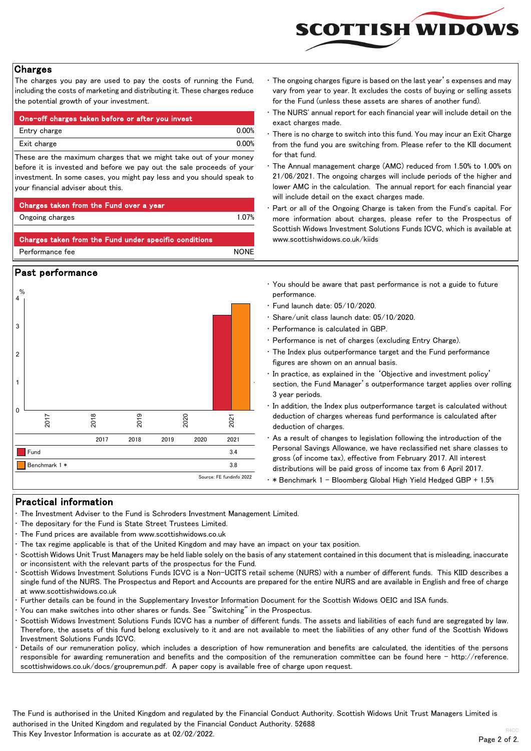## Charges

The charges you pay are used to pay the costs of running the Fund, including the costs of marketing and distributing it. These charges reduce the potential growth of your investment.

| One-off charges taken before or after you invest | |
|---|---|
| Entry charge | 0.00% |
| Exit charge | 0.00% |

These are the maximum charges that we might take out of your money before it is invested and before we pay out the sale proceeds of your investment. In some cases, you might pay less and you should speak to your financial adviser about this.

| Charges taken from the Fund over a year | |
|---|---|
| Ongoing charges | 1.07% |

| Charges taken from the Fund under specific conditions | |
|---|---|
| Performance fee | NONE |

- The ongoing charges figure is based on the last year's expenses and may vary from year to year. It excludes the costs of buying or selling assets for the Fund (unless these assets are shares of another fund).
- The NURS' annual report for each financial year will include detail on the exact charges made.
- There is no charge to switch into this fund. You may incur an Exit Charge from the fund you are switching from. Please refer to the KII document for that fund.
- The Annual management charge (AMC) reduced from 1.50% to 1.00% on 21/06/2021. The ongoing charges will include periods of the higher and lower AMC in the calculation. The annual report for each financial year will include detail on the exact charges made.
- Part or all of the Ongoing Charge is taken from the Fund's capital. For more information about charges, please refer to the Prospectus of Scottish Widows Investment Solutions Funds ICVC, which is available at www.scottishwidows.co.uk/kiids

## Past performance

%
4
3
2
1
0
2017 2018 2019 2020 2021

| | 2017 | 2018 | 2019 | 2020 | 2021 |
|---|---|---|---|---|---|
| Fund | | | | | 3.4 |
| Benchmark 1 * | | | | | 3.8 |

Source: FE fundinfo 2022

- You should be aware that past performance is not a guide to future performance.
- Fund launch date: 05/10/2020.
- Share/unit class launch date: 05/10/2020.
- Performance is calculated in GBP.
- Performance is net of charges (excluding Entry Charge).
- The Index plus outperformance target and the Fund performance figures are shown on an annual basis.
- In practice, as explained in the 'Objective and investment policy' section, the Fund Manager's outperformance target applies over rolling 3 year periods.
- In addition, the Index plus outperformance target is calculated without deduction of charges whereas fund performance is calculated after deduction of charges.
- As a result of changes to legislation following the introduction of the Personal Savings Allowance, we have reclassified net share classes to gross (of income tax), effective from February 2017. All interest distributions will be paid gross of income tax from 6 April 2017.
- * Benchmark 1 – Bloomberg Global High Yield Hedged GBP + 1.5%

## Practical information

- The Investment Adviser to the Fund is Schroders Investment Management Limited.
- The depositary for the Fund is State Street Trustees Limited.
- The Fund prices are available from www.scottishwidows.co.uk
- The tax regime applicable is that of the United Kingdom and may have an impact on your tax position.
- Scottish Widows Unit Trust Managers may be held liable solely on the basis of any statement contained in this document that is misleading, inaccurate or inconsistent with the relevant parts of the prospectus for the Fund.
- Scottish Widows Investment Solutions Funds ICVC is a Non-UCITS retail scheme (NURS) with a number of different funds. This KIID describes a single fund of the NURS. The Prospectus and Report and Accounts are prepared for the entire NURS and are available in English and free of charge at www.scottishwidows.co.uk
- Further details can be found in the Supplementary Investor Information Document for the Scottish Widows OEIC and ISA funds.
- You can make switches into other shares or funds. See "Switching" in the Prospectus.
- Scottish Widows Investment Solutions Funds ICVC has a number of different funds. The assets and liabilities of each fund are segregated by law. Therefore, the assets of this fund belong exclusively to it and are not available to meet the liabilities of any other fund of the Scottish Widows Investment Solutions Funds ICVC.
- Details of our remuneration policy, which includes a description of how remuneration and benefits are calculated, the identities of the persons responsible for awarding remuneration and benefits and the composition of the remuneration committee can be found here – http://reference.scottishwidows.co.uk/docs/groupremun.pdf. A paper copy is available free of charge upon request.

The Fund is authorised in the United Kingdom and regulated by the Financial Conduct Authority. Scottish Widows Unit Trust Managers Limited is authorised in the United Kingdom and regulated by the Financial Conduct Authority. 52688
This Key Investor Information is accurate as at 02/02/2022.